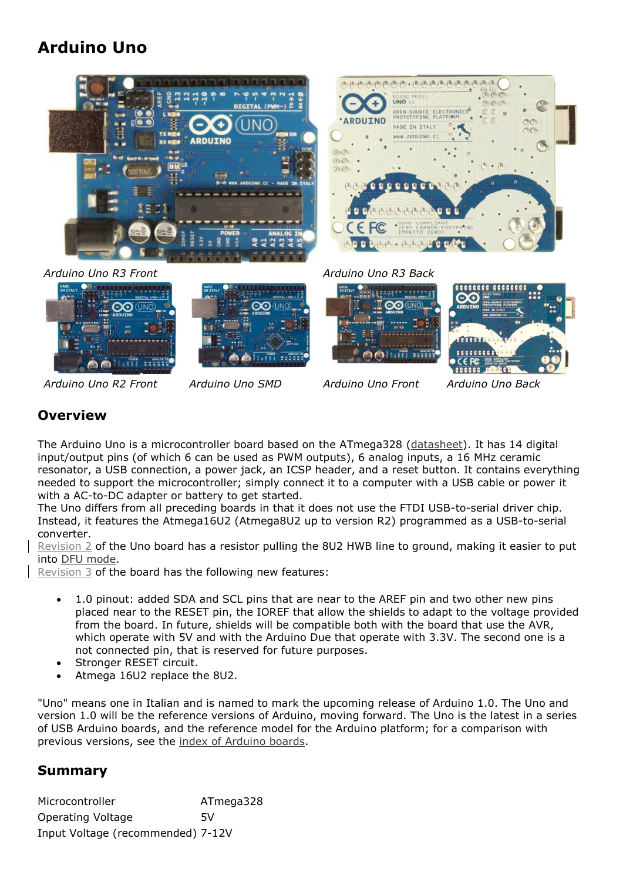# Arduino Uno

*Arduino Uno R3 Front* *Arduino Uno R3 Back*

*Arduino Uno R2 Front* *Arduino Uno SMD* *Arduino Uno Front* *Arduino Uno Back*

## Overview

The Arduino Uno is a microcontroller board based on the ATmega328 (datasheet). It has 14 digital input/output pins (of which 6 can be used as PWM outputs), 6 analog inputs, a 16 MHz ceramic resonator, a USB connection, a power jack, an ICSP header, and a reset button. It contains everything needed to support the microcontroller; simply connect it to a computer with a USB cable or power it with a AC-to-DC adapter or battery to get started.
The Uno differs from all preceding boards in that it does not use the FTDI USB-to-serial driver chip. Instead, it features the Atmega16U2 (Atmega8U2 up to version R2) programmed as a USB-to-serial converter.
Revision 2 of the Uno board has a resistor pulling the 8U2 HWB line to ground, making it easier to put into DFU mode.
Revision 3 of the board has the following new features:

- 1.0 pinout: added SDA and SCL pins that are near to the AREF pin and two other new pins placed near to the RESET pin, the IOREF that allow the shields to adapt to the voltage provided from the board. In future, shields will be compatible both with the board that use the AVR, which operate with 5V and with the Arduino Due that operate with 3.3V. The second one is a not connected pin, that is reserved for future purposes.
- Stronger RESET circuit.
- Atmega 16U2 replace the 8U2.

"Uno" means one in Italian and is named to mark the upcoming release of Arduino 1.0. The Uno and version 1.0 will be the reference versions of Arduino, moving forward. The Uno is the latest in a series of USB Arduino boards, and the reference model for the Arduino platform; for a comparison with previous versions, see the index of Arduino boards.

## Summary

| | |
|---|---|
| Microcontroller | ATmega328 |
| Operating Voltage | 5V |
| Input Voltage (recommended) | 7-12V |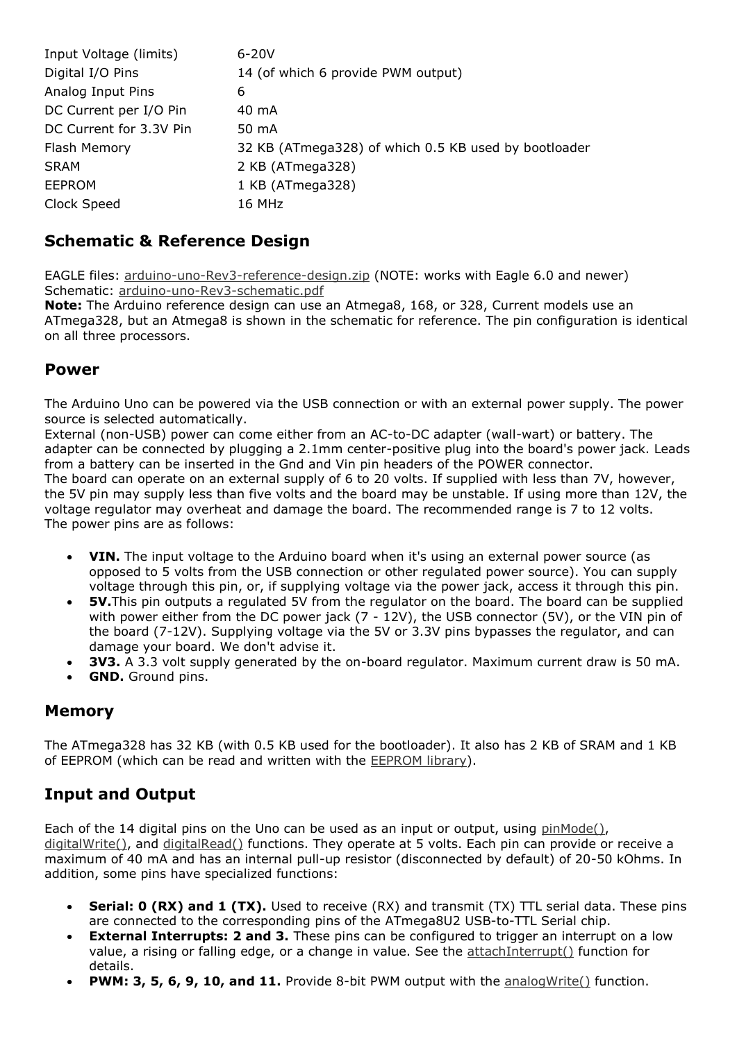| | |
|---|---|
| Input Voltage (limits) | 6-20V |
| Digital I/O Pins | 14 (of which 6 provide PWM output) |
| Analog Input Pins | 6 |
| DC Current per I/O Pin | 40 mA |
| DC Current for 3.3V Pin | 50 mA |
| Flash Memory | 32 KB (ATmega328) of which 0.5 KB used by bootloader |
| SRAM | 2 KB (ATmega328) |
| EEPROM | 1 KB (ATmega328) |
| Clock Speed | 16 MHz |

## Schematic & Reference Design

EAGLE files: arduino-uno-Rev3-reference-design.zip (NOTE: works with Eagle 6.0 and newer)
Schematic: arduino-uno-Rev3-schematic.pdf
**Note:** The Arduino reference design can use an Atmega8, 168, or 328, Current models use an ATmega328, but an Atmega8 is shown in the schematic for reference. The pin configuration is identical on all three processors.

## Power

The Arduino Uno can be powered via the USB connection or with an external power supply. The power source is selected automatically.
External (non-USB) power can come either from an AC-to-DC adapter (wall-wart) or battery. The adapter can be connected by plugging a 2.1mm center-positive plug into the board's power jack. Leads from a battery can be inserted in the Gnd and Vin pin headers of the POWER connector.
The board can operate on an external supply of 6 to 20 volts. If supplied with less than 7V, however, the 5V pin may supply less than five volts and the board may be unstable. If using more than 12V, the voltage regulator may overheat and damage the board. The recommended range is 7 to 12 volts.
The power pins are as follows:

- **VIN.** The input voltage to the Arduino board when it's using an external power source (as opposed to 5 volts from the USB connection or other regulated power source). You can supply voltage through this pin, or, if supplying voltage via the power jack, access it through this pin.
- **5V.**This pin outputs a regulated 5V from the regulator on the board. The board can be supplied with power either from the DC power jack (7 - 12V), the USB connector (5V), or the VIN pin of the board (7-12V). Supplying voltage via the 5V or 3.3V pins bypasses the regulator, and can damage your board. We don't advise it.
- **3V3.** A 3.3 volt supply generated by the on-board regulator. Maximum current draw is 50 mA.
- **GND.** Ground pins.

## Memory

The ATmega328 has 32 KB (with 0.5 KB used for the bootloader). It also has 2 KB of SRAM and 1 KB of EEPROM (which can be read and written with the EEPROM library).

## Input and Output

Each of the 14 digital pins on the Uno can be used as an input or output, using pinMode(), digitalWrite(), and digitalRead() functions. They operate at 5 volts. Each pin can provide or receive a maximum of 40 mA and has an internal pull-up resistor (disconnected by default) of 20-50 kOhms. In addition, some pins have specialized functions:

- **Serial: 0 (RX) and 1 (TX).** Used to receive (RX) and transmit (TX) TTL serial data. These pins are connected to the corresponding pins of the ATmega8U2 USB-to-TTL Serial chip.
- **External Interrupts: 2 and 3.** These pins can be configured to trigger an interrupt on a low value, a rising or falling edge, or a change in value. See the attachInterrupt() function for details.
- **PWM: 3, 5, 6, 9, 10, and 11.** Provide 8-bit PWM output with the analogWrite() function.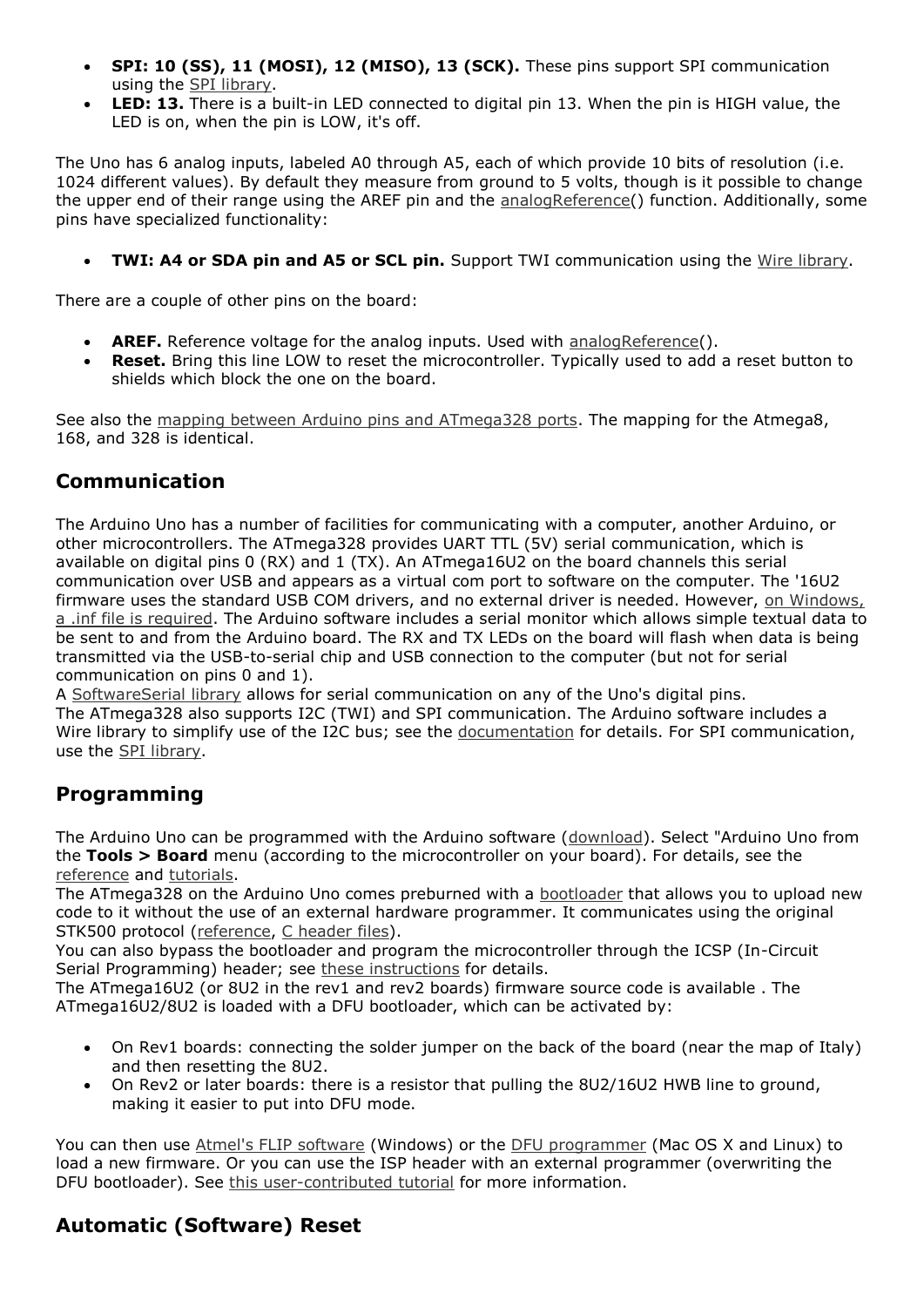- **SPI: 10 (SS), 11 (MOSI), 12 (MISO), 13 (SCK).** These pins support SPI communication using the SPI library.
- **LED: 13.** There is a built-in LED connected to digital pin 13. When the pin is HIGH value, the LED is on, when the pin is LOW, it's off.

The Uno has 6 analog inputs, labeled A0 through A5, each of which provide 10 bits of resolution (i.e. 1024 different values). By default they measure from ground to 5 volts, though is it possible to change the upper end of their range using the AREF pin and the analogReference() function. Additionally, some pins have specialized functionality:

- **TWI: A4 or SDA pin and A5 or SCL pin.** Support TWI communication using the Wire library.

There are a couple of other pins on the board:

- **AREF.** Reference voltage for the analog inputs. Used with analogReference().
- **Reset.** Bring this line LOW to reset the microcontroller. Typically used to add a reset button to shields which block the one on the board.

See also the mapping between Arduino pins and ATmega328 ports. The mapping for the Atmega8, 168, and 328 is identical.

## Communication

The Arduino Uno has a number of facilities for communicating with a computer, another Arduino, or other microcontrollers. The ATmega328 provides UART TTL (5V) serial communication, which is available on digital pins 0 (RX) and 1 (TX). An ATmega16U2 on the board channels this serial communication over USB and appears as a virtual com port to software on the computer. The '16U2 firmware uses the standard USB COM drivers, and no external driver is needed. However, on Windows, a .inf file is required. The Arduino software includes a serial monitor which allows simple textual data to be sent to and from the Arduino board. The RX and TX LEDs on the board will flash when data is being transmitted via the USB-to-serial chip and USB connection to the computer (but not for serial communication on pins 0 and 1).
A SoftwareSerial library allows for serial communication on any of the Uno's digital pins.
The ATmega328 also supports I2C (TWI) and SPI communication. The Arduino software includes a Wire library to simplify use of the I2C bus; see the documentation for details. For SPI communication, use the SPI library.

## Programming

The Arduino Uno can be programmed with the Arduino software (download). Select "Arduino Uno from the **Tools > Board** menu (according to the microcontroller on your board). For details, see the reference and tutorials.
The ATmega328 on the Arduino Uno comes preburned with a bootloader that allows you to upload new code to it without the use of an external hardware programmer. It communicates using the original STK500 protocol (reference, C header files).
You can also bypass the bootloader and program the microcontroller through the ICSP (In-Circuit Serial Programming) header; see these instructions for details.
The ATmega16U2 (or 8U2 in the rev1 and rev2 boards) firmware source code is available . The ATmega16U2/8U2 is loaded with a DFU bootloader, which can be activated by:

- On Rev1 boards: connecting the solder jumper on the back of the board (near the map of Italy) and then resetting the 8U2.
- On Rev2 or later boards: there is a resistor that pulling the 8U2/16U2 HWB line to ground, making it easier to put into DFU mode.

You can then use Atmel's FLIP software (Windows) or the DFU programmer (Mac OS X and Linux) to load a new firmware. Or you can use the ISP header with an external programmer (overwriting the DFU bootloader). See this user-contributed tutorial for more information.

## Automatic (Software) Reset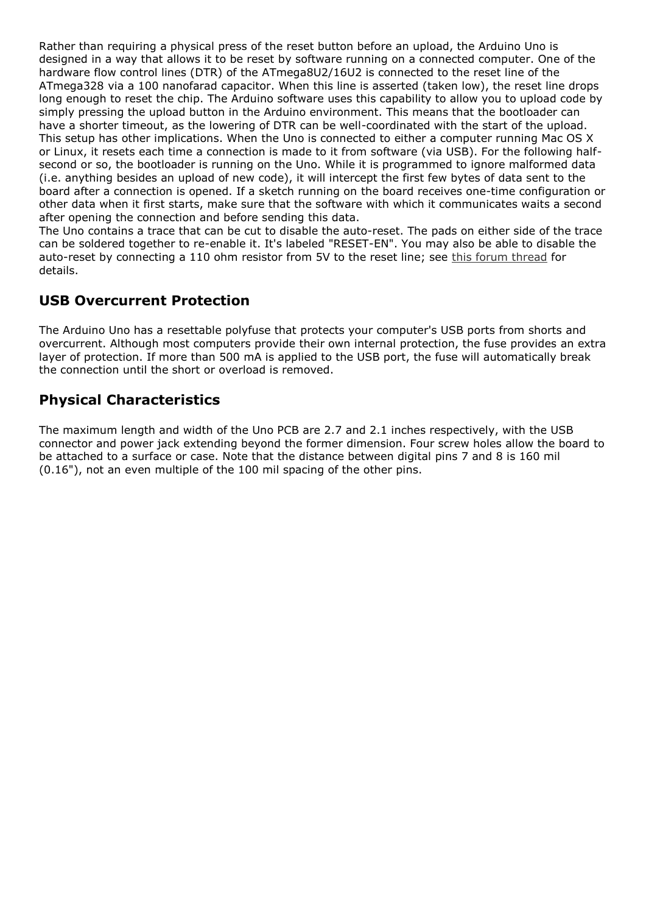Rather than requiring a physical press of the reset button before an upload, the Arduino Uno is designed in a way that allows it to be reset by software running on a connected computer. One of the hardware flow control lines (DTR) of the ATmega8U2/16U2 is connected to the reset line of the ATmega328 via a 100 nanofarad capacitor. When this line is asserted (taken low), the reset line drops long enough to reset the chip. The Arduino software uses this capability to allow you to upload code by simply pressing the upload button in the Arduino environment. This means that the bootloader can have a shorter timeout, as the lowering of DTR can be well-coordinated with the start of the upload.
This setup has other implications. When the Uno is connected to either a computer running Mac OS X or Linux, it resets each time a connection is made to it from software (via USB). For the following half-second or so, the bootloader is running on the Uno. While it is programmed to ignore malformed data (i.e. anything besides an upload of new code), it will intercept the first few bytes of data sent to the board after a connection is opened. If a sketch running on the board receives one-time configuration or other data when it first starts, make sure that the software with which it communicates waits a second after opening the connection and before sending this data.
The Uno contains a trace that can be cut to disable the auto-reset. The pads on either side of the trace can be soldered together to re-enable it. It's labeled "RESET-EN". You may also be able to disable the auto-reset by connecting a 110 ohm resistor from 5V to the reset line; see this forum thread for details.

## USB Overcurrent Protection

The Arduino Uno has a resettable polyfuse that protects your computer's USB ports from shorts and overcurrent. Although most computers provide their own internal protection, the fuse provides an extra layer of protection. If more than 500 mA is applied to the USB port, the fuse will automatically break the connection until the short or overload is removed.

## Physical Characteristics

The maximum length and width of the Uno PCB are 2.7 and 2.1 inches respectively, with the USB connector and power jack extending beyond the former dimension. Four screw holes allow the board to be attached to a surface or case. Note that the distance between digital pins 7 and 8 is 160 mil (0.16"), not an even multiple of the 100 mil spacing of the other pins.